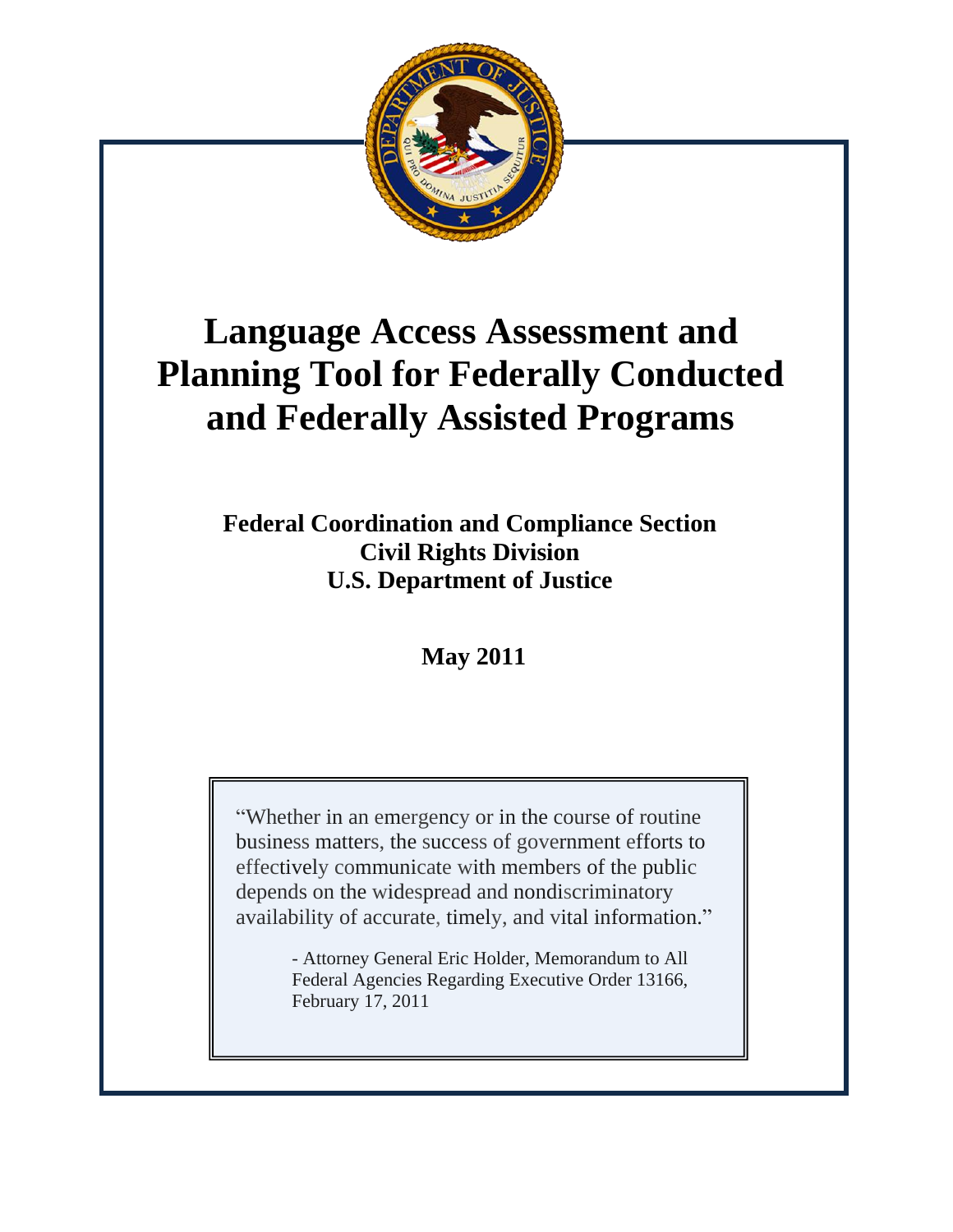# Language Access Assessment and Planning Tool for Federally Conducted and Federally Assisted Programs

**Federal Coordination and Compliance Section**
**Civil Rights Division**
**U.S. Department of Justice**

**May 2011**

> "Whether in an emergency or in the course of routine business matters, the success of government efforts to effectively communicate with members of the public depends on the widespread and nondiscriminatory availability of accurate, timely, and vital information."
>
> - Attorney General Eric Holder, Memorandum to All Federal Agencies Regarding Executive Order 13166, February 17, 2011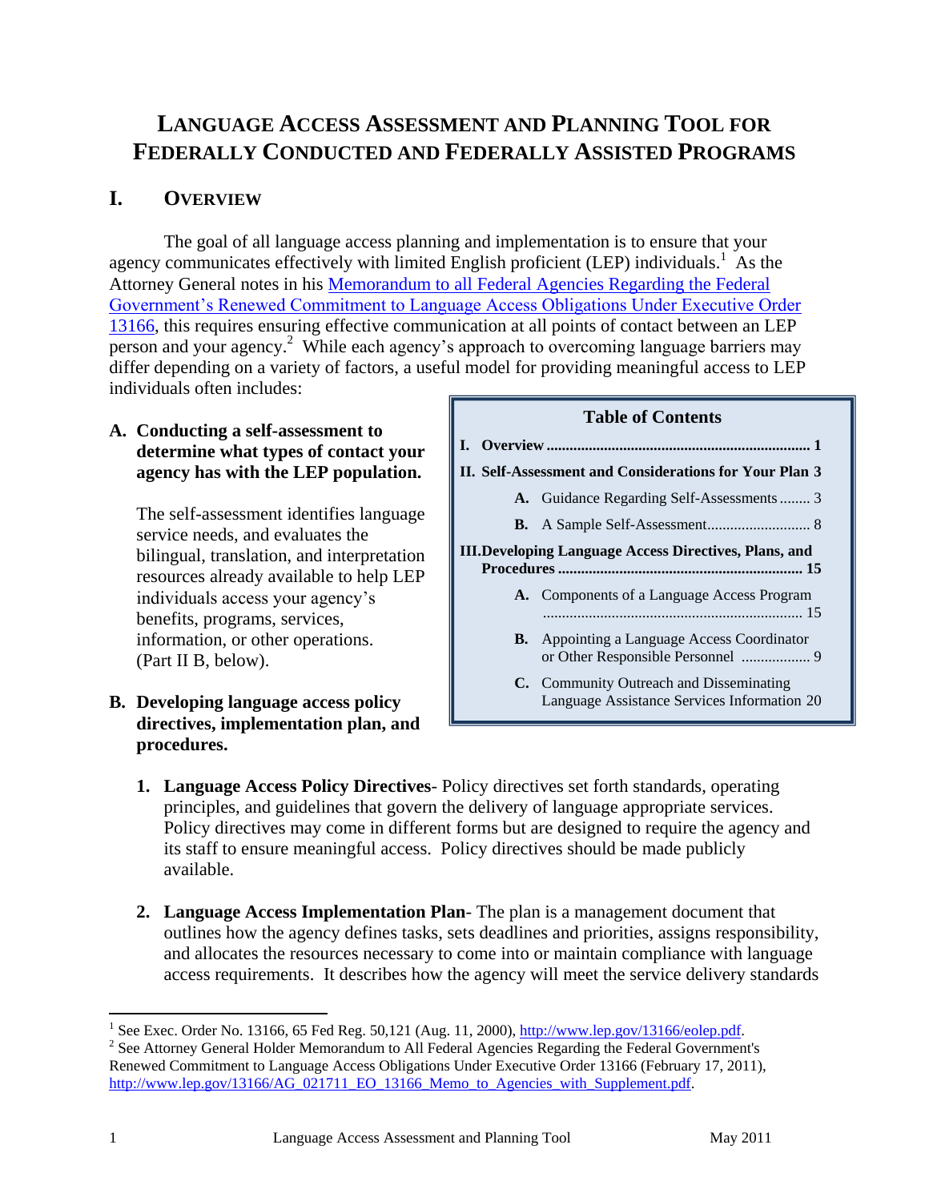# Language Access Assessment and Planning Tool for Federally Conducted and Federally Assisted Programs

## I. Overview

The goal of all language access planning and implementation is to ensure that your agency communicates effectively with limited English proficient (LEP) individuals.[1] As the Attorney General notes in his [Memorandum to all Federal Agencies Regarding the Federal Government's Renewed Commitment to Language Access Obligations Under Executive Order 13166](http://www.lep.gov/13166/AG_021711_EO_13166_Memo_to_Agencies_with_Supplement.pdf), this requires ensuring effective communication at all points of contact between an LEP person and your agency.[2] While each agency's approach to overcoming language barriers may differ depending on a variety of factors, a useful model for providing meaningful access to LEP individuals often includes:

| Table of Contents | |
|---|---|
| **I. Overview** | **1** |
| **II. Self-Assessment and Considerations for Your Plan** | **3** |
| **A.** Guidance Regarding Self-Assessments | 3 |
| **B.** A Sample Self-Assessment | 8 |
| **III. Developing Language Access Directives, Plans, and Procedures** | **15** |
| **A.** Components of a Language Access Program | 15 |
| **B.** Appointing a Language Access Coordinator or Other Responsible Personnel | 9 |
| **C.** Community Outreach and Disseminating Language Assistance Services Information | 20 |

**A. Conducting a self-assessment to determine what types of contact your agency has with the LEP population.**

The self-assessment identifies language service needs, and evaluates the bilingual, translation, and interpretation resources already available to help LEP individuals access your agency's benefits, programs, services, information, or other operations. (Part II B, below).

**B. Developing language access policy directives, implementation plan, and procedures.**

1. **Language Access Policy Directives**- Policy directives set forth standards, operating principles, and guidelines that govern the delivery of language appropriate services. Policy directives may come in different forms but are designed to require the agency and its staff to ensure meaningful access. Policy directives should be made publicly available.

2. **Language Access Implementation Plan**- The plan is a management document that outlines how the agency defines tasks, sets deadlines and priorities, assigns responsibility, and allocates the resources necessary to come into or maintain compliance with language access requirements. It describes how the agency will meet the service delivery standards

---

[1] See Exec. Order No. 13166, 65 Fed Reg. 50,121 (Aug. 11, 2000), http://www.lep.gov/13166/eolep.pdf.

[2] See Attorney General Holder Memorandum to All Federal Agencies Regarding the Federal Government's Renewed Commitment to Language Access Obligations Under Executive Order 13166 (February 17, 2011), http://www.lep.gov/13166/AG_021711_EO_13166_Memo_to_Agencies_with_Supplement.pdf.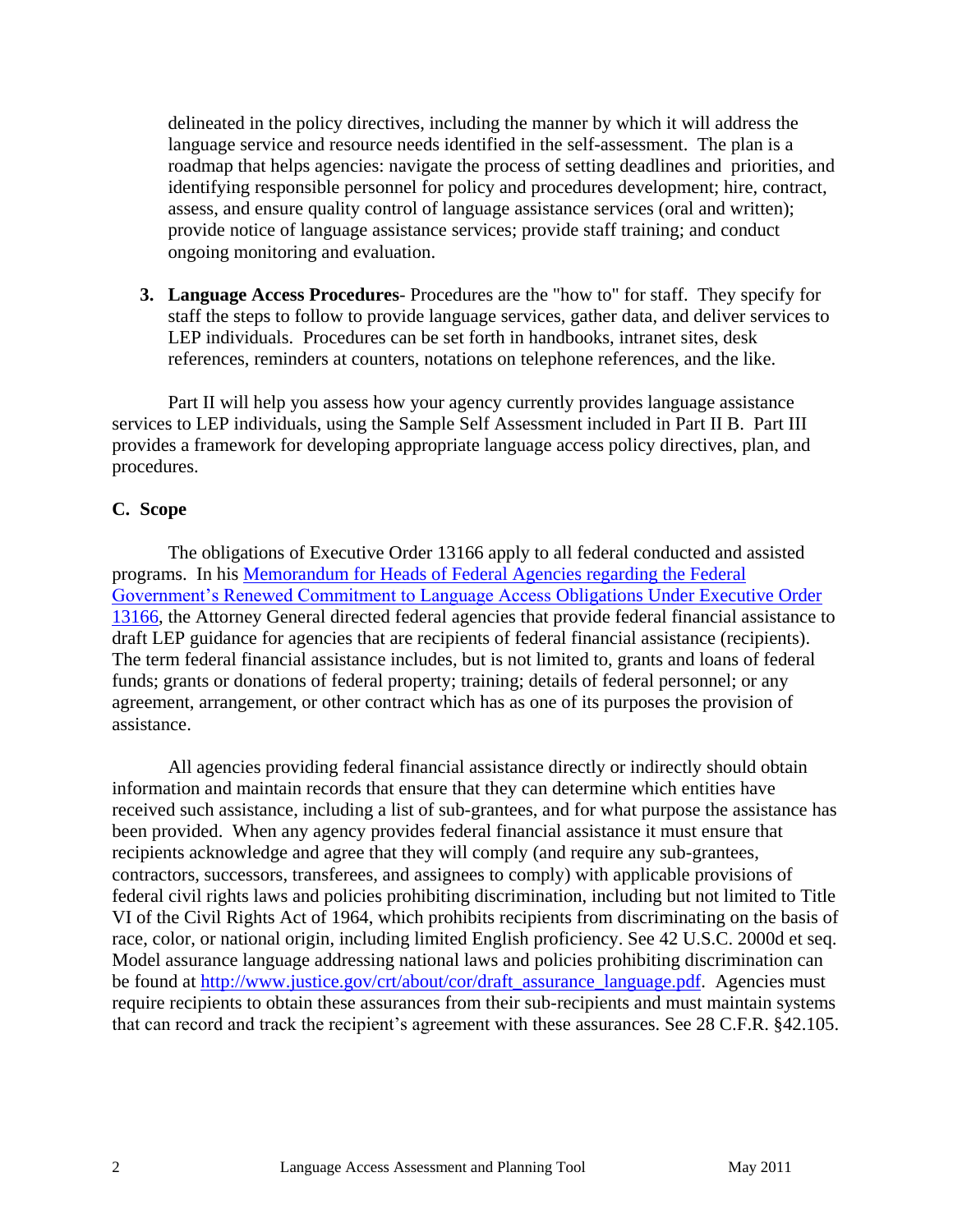delineated in the policy directives, including the manner by which it will address the language service and resource needs identified in the self-assessment. The plan is a roadmap that helps agencies: navigate the process of setting deadlines and priorities, and identifying responsible personnel for policy and procedures development; hire, contract, assess, and ensure quality control of language assistance services (oral and written); provide notice of language assistance services; provide staff training; and conduct ongoing monitoring and evaluation.

3. **Language Access Procedures**- Procedures are the "how to" for staff. They specify for staff the steps to follow to provide language services, gather data, and deliver services to LEP individuals. Procedures can be set forth in handbooks, intranet sites, desk references, reminders at counters, notations on telephone references, and the like.

Part II will help you assess how your agency currently provides language assistance services to LEP individuals, using the Sample Self Assessment included in Part II B. Part III provides a framework for developing appropriate language access policy directives, plan, and procedures.

### C. Scope

The obligations of Executive Order 13166 apply to all federal conducted and assisted programs. In his [Memorandum for Heads of Federal Agencies regarding the Federal Government's Renewed Commitment to Language Access Obligations Under Executive Order 13166](), the Attorney General directed federal agencies that provide federal financial assistance to draft LEP guidance for agencies that are recipients of federal financial assistance (recipients). The term federal financial assistance includes, but is not limited to, grants and loans of federal funds; grants or donations of federal property; training; details of federal personnel; or any agreement, arrangement, or other contract which has as one of its purposes the provision of assistance.

All agencies providing federal financial assistance directly or indirectly should obtain information and maintain records that ensure that they can determine which entities have received such assistance, including a list of sub-grantees, and for what purpose the assistance has been provided. When any agency provides federal financial assistance it must ensure that recipients acknowledge and agree that they will comply (and require any sub-grantees, contractors, successors, transferees, and assignees to comply) with applicable provisions of federal civil rights laws and policies prohibiting discrimination, including but not limited to Title VI of the Civil Rights Act of 1964, which prohibits recipients from discriminating on the basis of race, color, or national origin, including limited English proficiency. See 42 U.S.C. 2000d et seq. Model assurance language addressing national laws and policies prohibiting discrimination can be found at http://www.justice.gov/crt/about/cor/draft_assurance_language.pdf. Agencies must require recipients to obtain these assurances from their sub-recipients and must maintain systems that can record and track the recipient's agreement with these assurances. See 28 C.F.R. §42.105.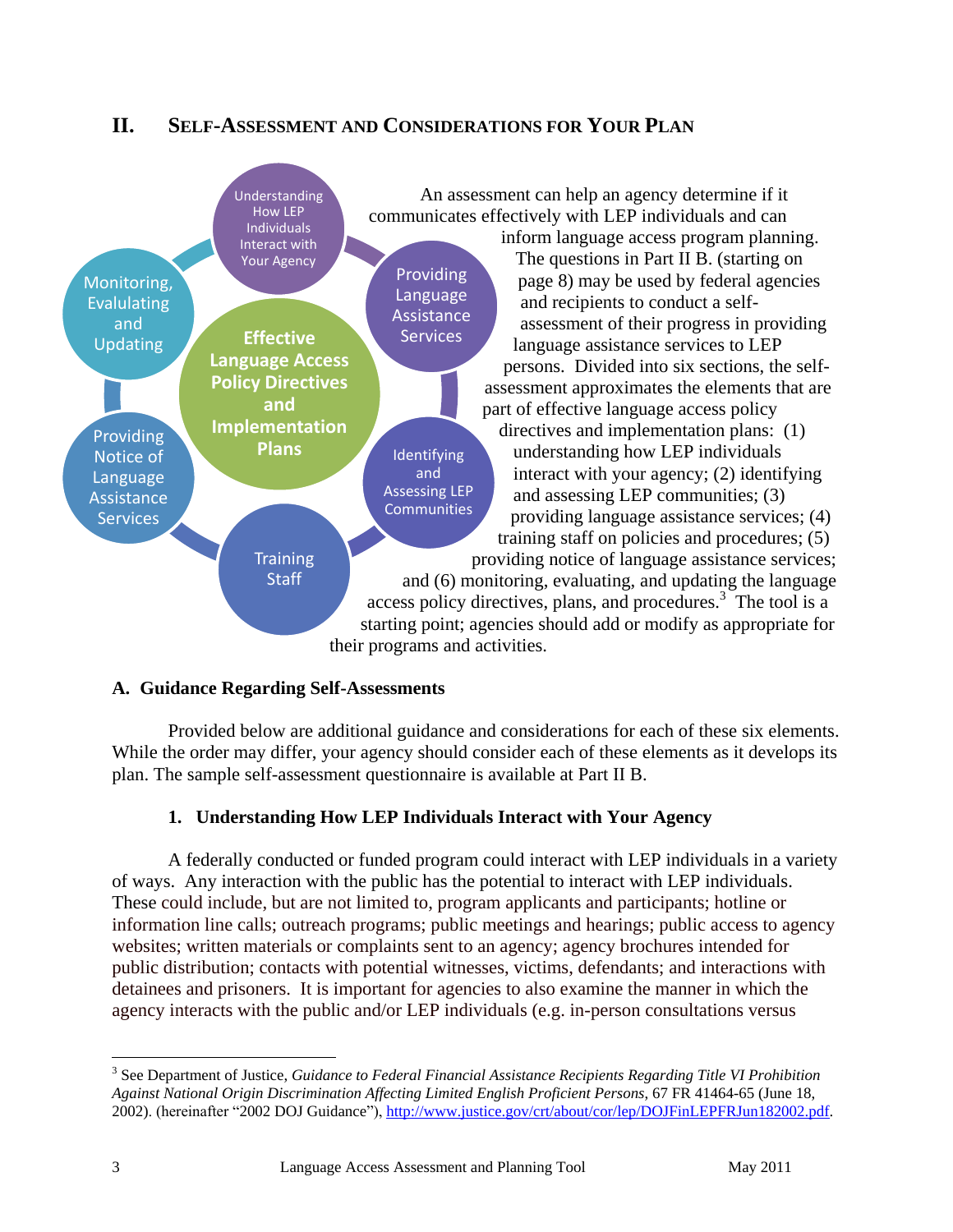## II. SELF-ASSESSMENT AND CONSIDERATIONS FOR YOUR PLAN

Understanding How LEP Individuals Interact with Your Agency

Providing Language Assistance Services

Identifying and Assessing LEP Communities

Training Staff

Providing Notice of Language Assistance Services

Monitoring, Evalulating and Updating

Effective Language Access Policy Directives and Implementation Plans

An assessment can help an agency determine if it communicates effectively with LEP individuals and can inform language access program planning. The questions in Part II B. (starting on page 8) may be used by federal agencies and recipients to conduct a self-assessment of their progress in providing language assistance services to LEP persons. Divided into six sections, the self-assessment approximates the elements that are part of effective language access policy directives and implementation plans: (1) understanding how LEP individuals interact with your agency; (2) identifying and assessing LEP communities; (3) providing language assistance services; (4) training staff on policies and procedures; (5) providing notice of language assistance services; and (6) monitoring, evaluating, and updating the language access policy directives, plans, and procedures.[3] The tool is a starting point; agencies should add or modify as appropriate for their programs and activities.

### A. Guidance Regarding Self-Assessments

Provided below are additional guidance and considerations for each of these six elements. While the order may differ, your agency should consider each of these elements as it develops its plan. The sample self-assessment questionnaire is available at Part II B.

#### 1. Understanding How LEP Individuals Interact with Your Agency

A federally conducted or funded program could interact with LEP individuals in a variety of ways. Any interaction with the public has the potential to interact with LEP individuals. These could include, but are not limited to, program applicants and participants; hotline or information line calls; outreach programs; public meetings and hearings; public access to agency websites; written materials or complaints sent to an agency; agency brochures intended for public distribution; contacts with potential witnesses, victims, defendants; and interactions with detainees and prisoners. It is important for agencies to also examine the manner in which the agency interacts with the public and/or LEP individuals (e.g. in-person consultations versus

---

[3] See Department of Justice, *Guidance to Federal Financial Assistance Recipients Regarding Title VI Prohibition Against National Origin Discrimination Affecting Limited English Proficient Persons*, 67 FR 41464-65 (June 18, 2002). (hereinafter "2002 DOJ Guidance"), http://www.justice.gov/crt/about/cor/lep/DOJFinLEPFRJun182002.pdf.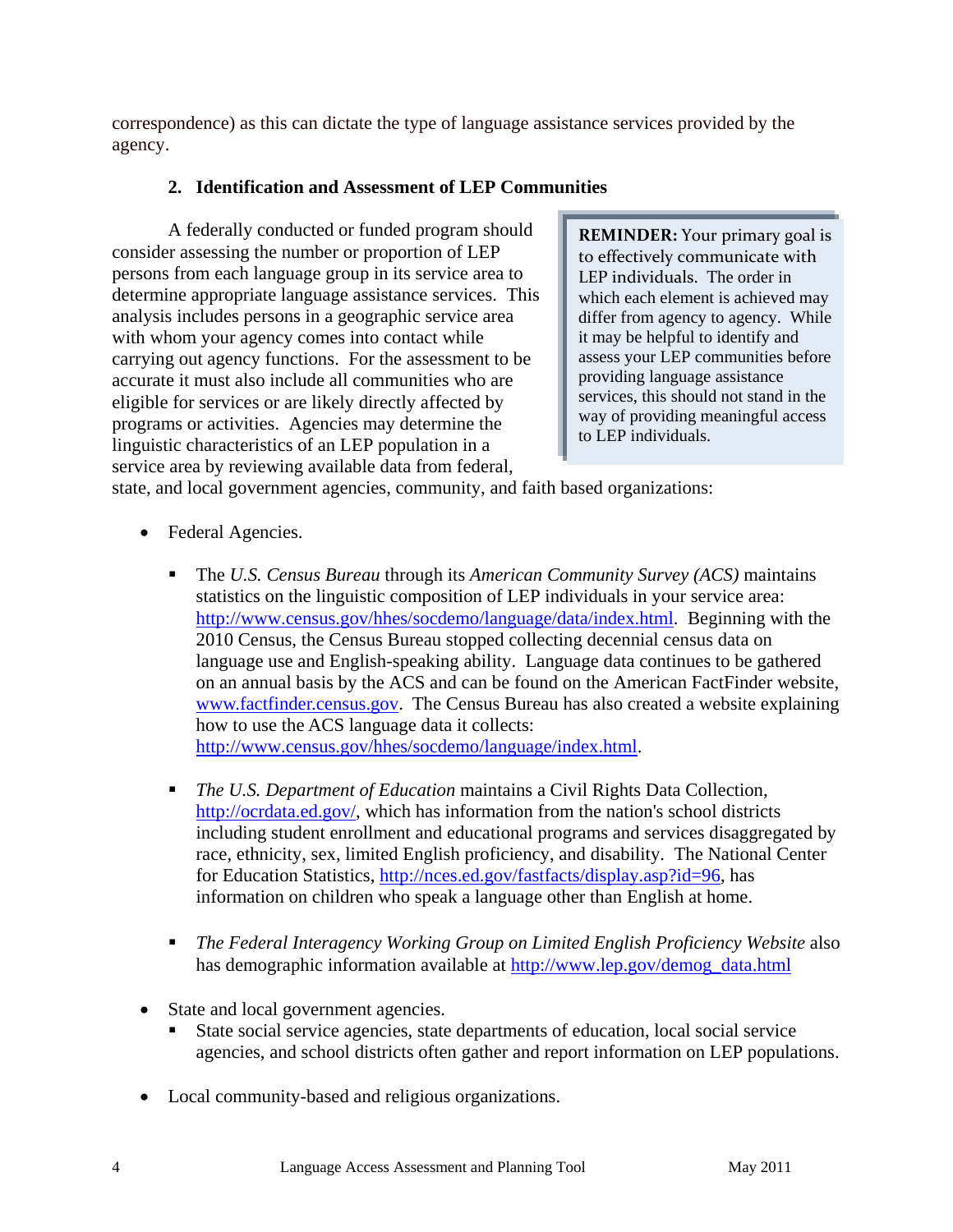correspondence) as this can dictate the type of language assistance services provided by the agency.

### 2. Identification and Assessment of LEP Communities

> **REMINDER:** Your primary goal is to effectively communicate with LEP individuals. The order in which each element is achieved may differ from agency to agency. While it may be helpful to identify and assess your LEP communities before providing language assistance services, this should not stand in the way of providing meaningful access to LEP individuals.

A federally conducted or funded program should consider assessing the number or proportion of LEP persons from each language group in its service area to determine appropriate language assistance services. This analysis includes persons in a geographic service area with whom your agency comes into contact while carrying out agency functions. For the assessment to be accurate it must also include all communities who are eligible for services or are likely directly affected by programs or activities. Agencies may determine the linguistic characteristics of an LEP population in a service area by reviewing available data from federal, state, and local government agencies, community, and faith based organizations:

- Federal Agencies.
  - The *U.S. Census Bureau* through its *American Community Survey (ACS)* maintains statistics on the linguistic composition of LEP individuals in your service area: http://www.census.gov/hhes/socdemo/language/data/index.html. Beginning with the 2010 Census, the Census Bureau stopped collecting decennial census data on language use and English-speaking ability. Language data continues to be gathered on an annual basis by the ACS and can be found on the American FactFinder website, www.factfinder.census.gov. The Census Bureau has also created a website explaining how to use the ACS language data it collects: http://www.census.gov/hhes/socdemo/language/index.html.
  - *The U.S. Department of Education* maintains a Civil Rights Data Collection, http://ocrdata.ed.gov/, which has information from the nation's school districts including student enrollment and educational programs and services disaggregated by race, ethnicity, sex, limited English proficiency, and disability. The National Center for Education Statistics, http://nces.ed.gov/fastfacts/display.asp?id=96, has information on children who speak a language other than English at home.
  - *The Federal Interagency Working Group on Limited English Proficiency Website* also has demographic information available at http://www.lep.gov/demog_data.html
- State and local government agencies.
  - State social service agencies, state departments of education, local social service agencies, and school districts often gather and report information on LEP populations.
- Local community-based and religious organizations.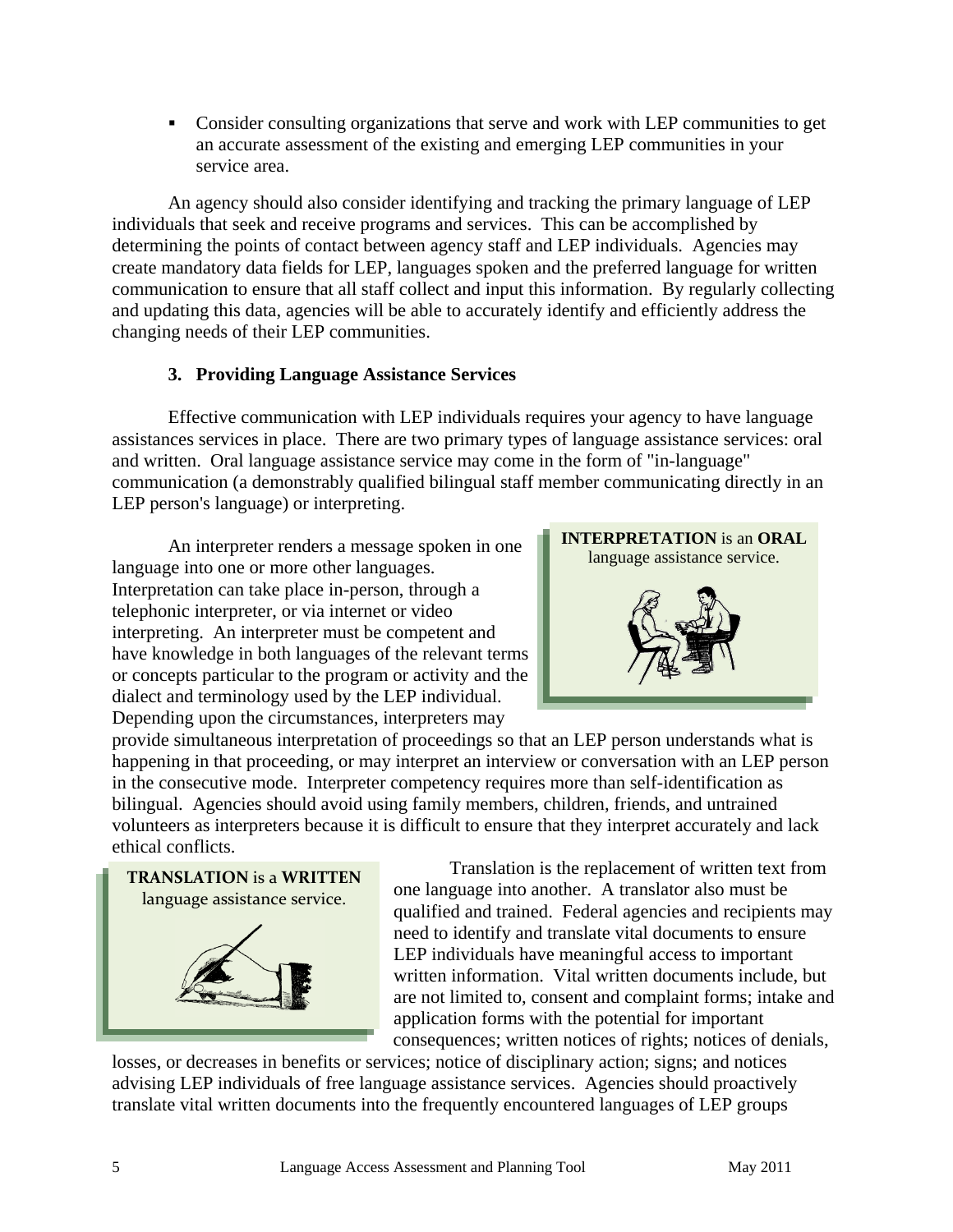- Consider consulting organizations that serve and work with LEP communities to get an accurate assessment of the existing and emerging LEP communities in your service area.

An agency should also consider identifying and tracking the primary language of LEP individuals that seek and receive programs and services. This can be accomplished by determining the points of contact between agency staff and LEP individuals. Agencies may create mandatory data fields for LEP, languages spoken and the preferred language for written communication to ensure that all staff collect and input this information. By regularly collecting and updating this data, agencies will be able to accurately identify and efficiently address the changing needs of their LEP communities.

### 3. Providing Language Assistance Services

Effective communication with LEP individuals requires your agency to have language assistances services in place. There are two primary types of language assistance services: oral and written. Oral language assistance service may come in the form of "in-language" communication (a demonstrably qualified bilingual staff member communicating directly in an LEP person's language) or interpreting.

**INTERPRETATION** is an **ORAL** language assistance service.

An interpreter renders a message spoken in one language into one or more other languages. Interpretation can take place in-person, through a telephonic interpreter, or via internet or video interpreting. An interpreter must be competent and have knowledge in both languages of the relevant terms or concepts particular to the program or activity and the dialect and terminology used by the LEP individual. Depending upon the circumstances, interpreters may provide simultaneous interpretation of proceedings so that an LEP person understands what is happening in that proceeding, or may interpret an interview or conversation with an LEP person in the consecutive mode. Interpreter competency requires more than self-identification as bilingual. Agencies should avoid using family members, children, friends, and untrained volunteers as interpreters because it is difficult to ensure that they interpret accurately and lack ethical conflicts.

**TRANSLATION** is a **WRITTEN** language assistance service.

Translation is the replacement of written text from one language into another. A translator also must be qualified and trained. Federal agencies and recipients may need to identify and translate vital documents to ensure LEP individuals have meaningful access to important written information. Vital written documents include, but are not limited to, consent and complaint forms; intake and application forms with the potential for important consequences; written notices of rights; notices of denials, losses, or decreases in benefits or services; notice of disciplinary action; signs; and notices advising LEP individuals of free language assistance services. Agencies should proactively translate vital written documents into the frequently encountered languages of LEP groups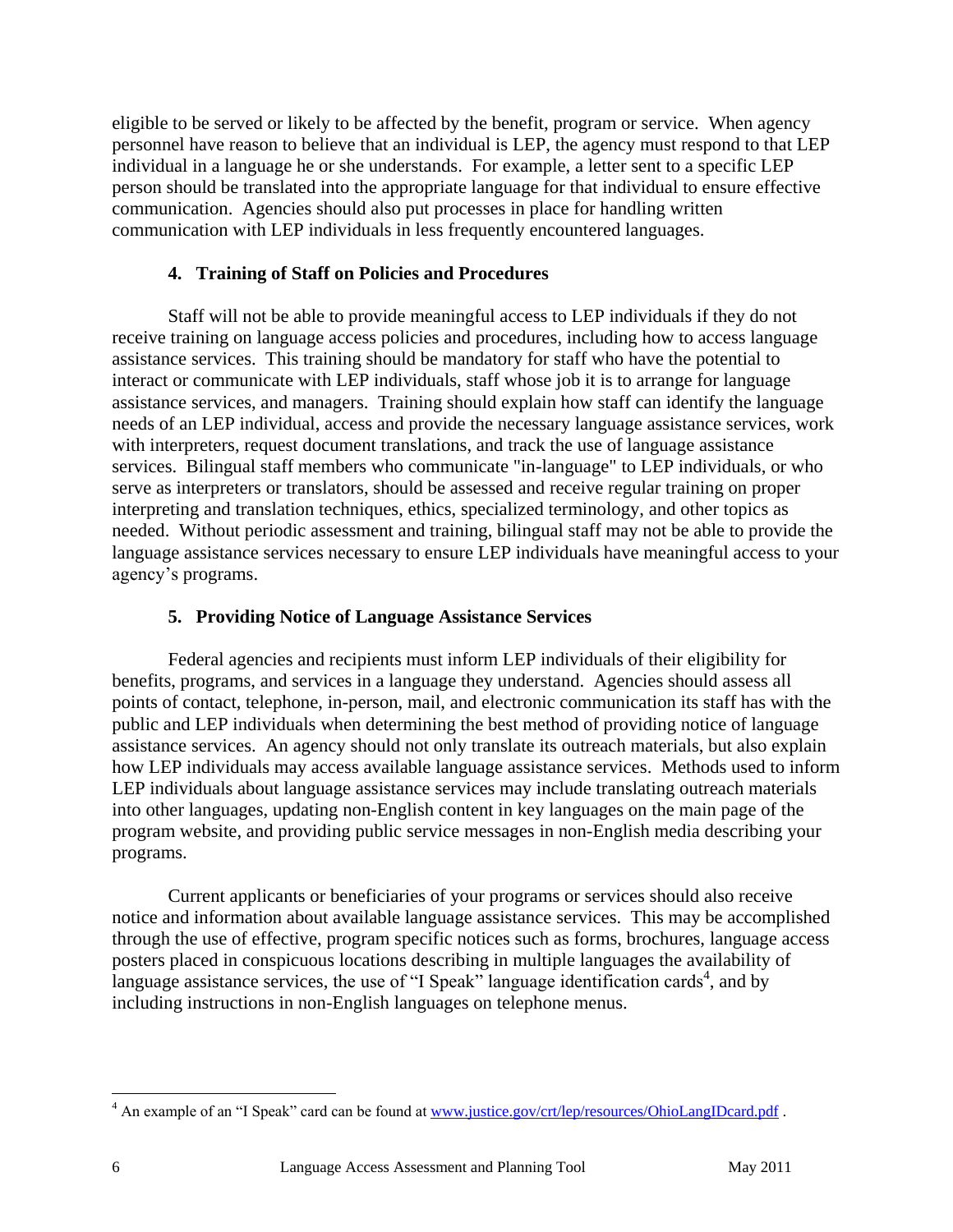eligible to be served or likely to be affected by the benefit, program or service. When agency personnel have reason to believe that an individual is LEP, the agency must respond to that LEP individual in a language he or she understands. For example, a letter sent to a specific LEP person should be translated into the appropriate language for that individual to ensure effective communication. Agencies should also put processes in place for handling written communication with LEP individuals in less frequently encountered languages.

### 4. Training of Staff on Policies and Procedures

Staff will not be able to provide meaningful access to LEP individuals if they do not receive training on language access policies and procedures, including how to access language assistance services. This training should be mandatory for staff who have the potential to interact or communicate with LEP individuals, staff whose job it is to arrange for language assistance services, and managers. Training should explain how staff can identify the language needs of an LEP individual, access and provide the necessary language assistance services, work with interpreters, request document translations, and track the use of language assistance services. Bilingual staff members who communicate "in-language" to LEP individuals, or who serve as interpreters or translators, should be assessed and receive regular training on proper interpreting and translation techniques, ethics, specialized terminology, and other topics as needed. Without periodic assessment and training, bilingual staff may not be able to provide the language assistance services necessary to ensure LEP individuals have meaningful access to your agency's programs.

### 5. Providing Notice of Language Assistance Services

Federal agencies and recipients must inform LEP individuals of their eligibility for benefits, programs, and services in a language they understand. Agencies should assess all points of contact, telephone, in-person, mail, and electronic communication its staff has with the public and LEP individuals when determining the best method of providing notice of language assistance services. An agency should not only translate its outreach materials, but also explain how LEP individuals may access available language assistance services. Methods used to inform LEP individuals about language assistance services may include translating outreach materials into other languages, updating non-English content in key languages on the main page of the program website, and providing public service messages in non-English media describing your programs.

Current applicants or beneficiaries of your programs or services should also receive notice and information about available language assistance services. This may be accomplished through the use of effective, program specific notices such as forms, brochures, language access posters placed in conspicuous locations describing in multiple languages the availability of language assistance services, the use of "I Speak" language identification cards[4], and by including instructions in non-English languages on telephone menus.

---

[4] An example of an "I Speak" card can be found at www.justice.gov/crt/lep/resources/OhioLangIDcard.pdf .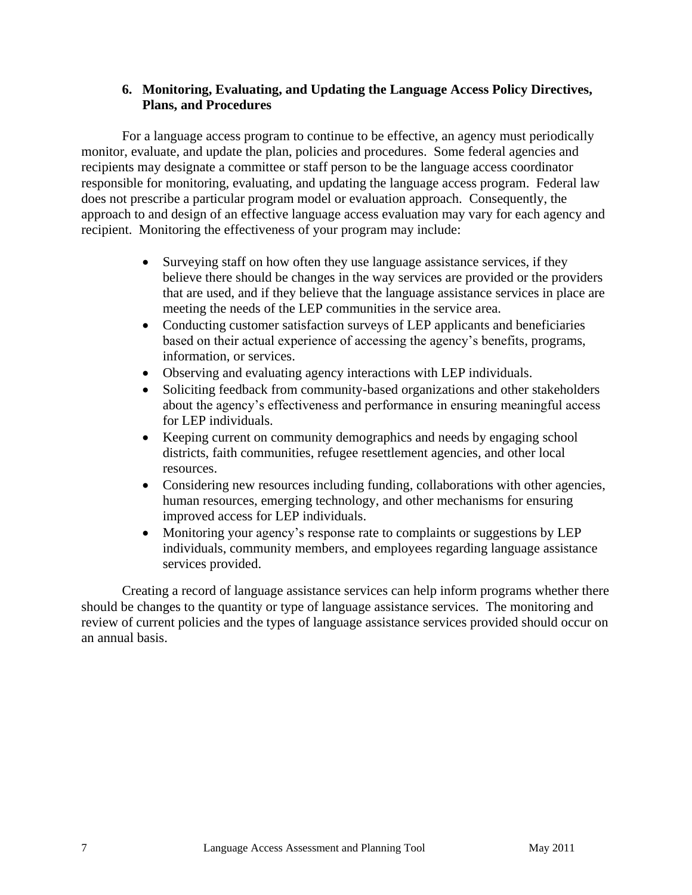### 6. Monitoring, Evaluating, and Updating the Language Access Policy Directives, Plans, and Procedures

For a language access program to continue to be effective, an agency must periodically monitor, evaluate, and update the plan, policies and procedures. Some federal agencies and recipients may designate a committee or staff person to be the language access coordinator responsible for monitoring, evaluating, and updating the language access program. Federal law does not prescribe a particular program model or evaluation approach. Consequently, the approach to and design of an effective language access evaluation may vary for each agency and recipient. Monitoring the effectiveness of your program may include:

- Surveying staff on how often they use language assistance services, if they believe there should be changes in the way services are provided or the providers that are used, and if they believe that the language assistance services in place are meeting the needs of the LEP communities in the service area.
- Conducting customer satisfaction surveys of LEP applicants and beneficiaries based on their actual experience of accessing the agency's benefits, programs, information, or services.
- Observing and evaluating agency interactions with LEP individuals.
- Soliciting feedback from community-based organizations and other stakeholders about the agency's effectiveness and performance in ensuring meaningful access for LEP individuals.
- Keeping current on community demographics and needs by engaging school districts, faith communities, refugee resettlement agencies, and other local resources.
- Considering new resources including funding, collaborations with other agencies, human resources, emerging technology, and other mechanisms for ensuring improved access for LEP individuals.
- Monitoring your agency's response rate to complaints or suggestions by LEP individuals, community members, and employees regarding language assistance services provided.

Creating a record of language assistance services can help inform programs whether there should be changes to the quantity or type of language assistance services. The monitoring and review of current policies and the types of language assistance services provided should occur on an annual basis.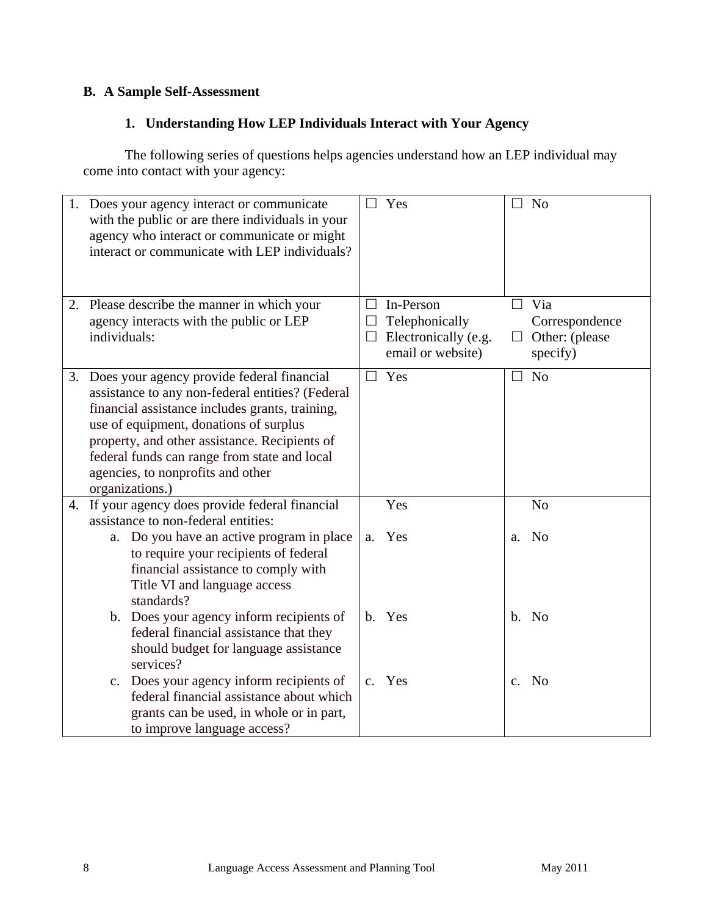### B. A Sample Self-Assessment

#### 1. Understanding How LEP Individuals Interact with Your Agency

The following series of questions helps agencies understand how an LEP individual may come into contact with your agency:

| Question | | |
|---|---|---|
| 1. Does your agency interact or communicate with the public or are there individuals in your agency who interact or communicate or might interact or communicate with LEP individuals? | ☐ Yes | ☐ No |
| 2. Please describe the manner in which your agency interacts with the public or LEP individuals: | ☐ In-Person<br>☐ Telephonically<br>☐ Electronically (e.g. email or website) | ☐ Via Correspondence<br>☐ Other: (please specify) |
| 3. Does your agency provide federal financial assistance to any non-federal entities? (Federal financial assistance includes grants, training, use of equipment, donations of surplus property, and other assistance. Recipients of federal funds can range from state and local agencies, to nonprofits and other organizations.) | ☐ Yes | ☐ No |
| 4. If your agency does provide federal financial assistance to non-federal entities: | Yes | No |
| a. Do you have an active program in place to require your recipients of federal financial assistance to comply with Title VI and language access standards? | a. Yes | a. No |
| b. Does your agency inform recipients of federal financial assistance that they should budget for language assistance services? | b. Yes | b. No |
| c. Does your agency inform recipients of federal financial assistance about which grants can be used, in whole or in part, to improve language access? | c. Yes | c. No |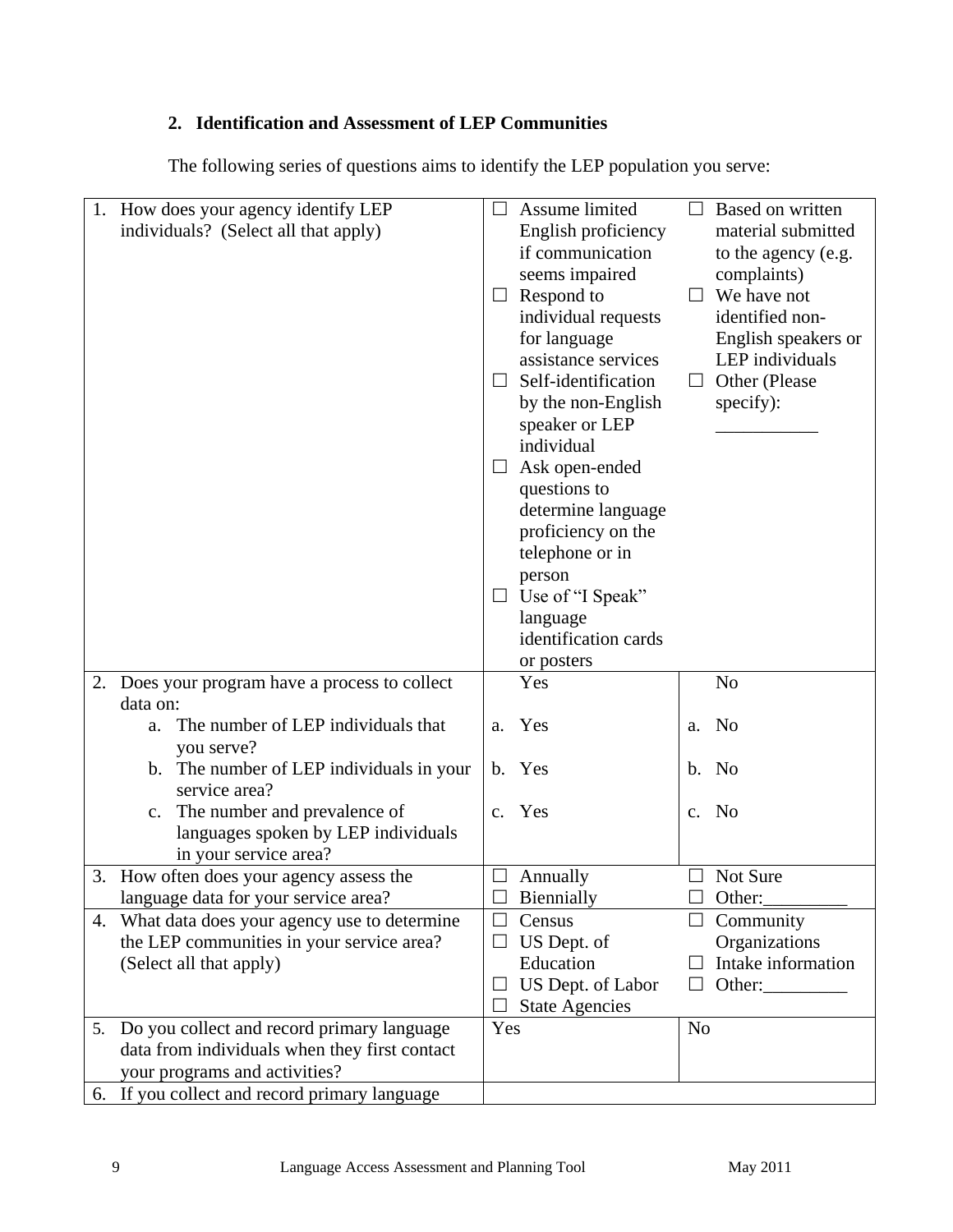**2. Identification and Assessment of LEP Communities**

The following series of questions aims to identify the LEP population you serve:

| | | |
|---|---|---|
| 1. How does your agency identify LEP individuals? (Select all that apply) | ☐ Assume limited English proficiency if communication seems impaired<br>☐ Respond to individual requests for language assistance services<br>☐ Self-identification by the non-English speaker or LEP individual<br>☐ Ask open-ended questions to determine language proficiency on the telephone or in person<br>☐ Use of "I Speak" language identification cards or posters | ☐ Based on written material submitted to the agency (e.g. complaints)<br>☐ We have not identified non-English speakers or LEP individuals<br>☐ Other (Please specify): ___________ |
| 2. Does your program have a process to collect data on:<br>a. The number of LEP individuals that you serve?<br>b. The number of LEP individuals in your service area?<br>c. The number and prevalence of languages spoken by LEP individuals in your service area? | Yes<br>a. Yes<br>b. Yes<br>c. Yes | No<br>a. No<br>b. No<br>c. No |
| 3. How often does your agency assess the language data for your service area? | ☐ Annually<br>☐ Biennially | ☐ Not Sure<br>☐ Other:_________ |
| 4. What data does your agency use to determine the LEP communities in your service area? (Select all that apply) | ☐ Census<br>☐ US Dept. of Education<br>☐ US Dept. of Labor<br>☐ State Agencies | ☐ Community Organizations<br>☐ Intake information<br>☐ Other:_________ |
| 5. Do you collect and record primary language data from individuals when they first contact your programs and activities? | Yes | No |
| 6. If you collect and record primary language | | |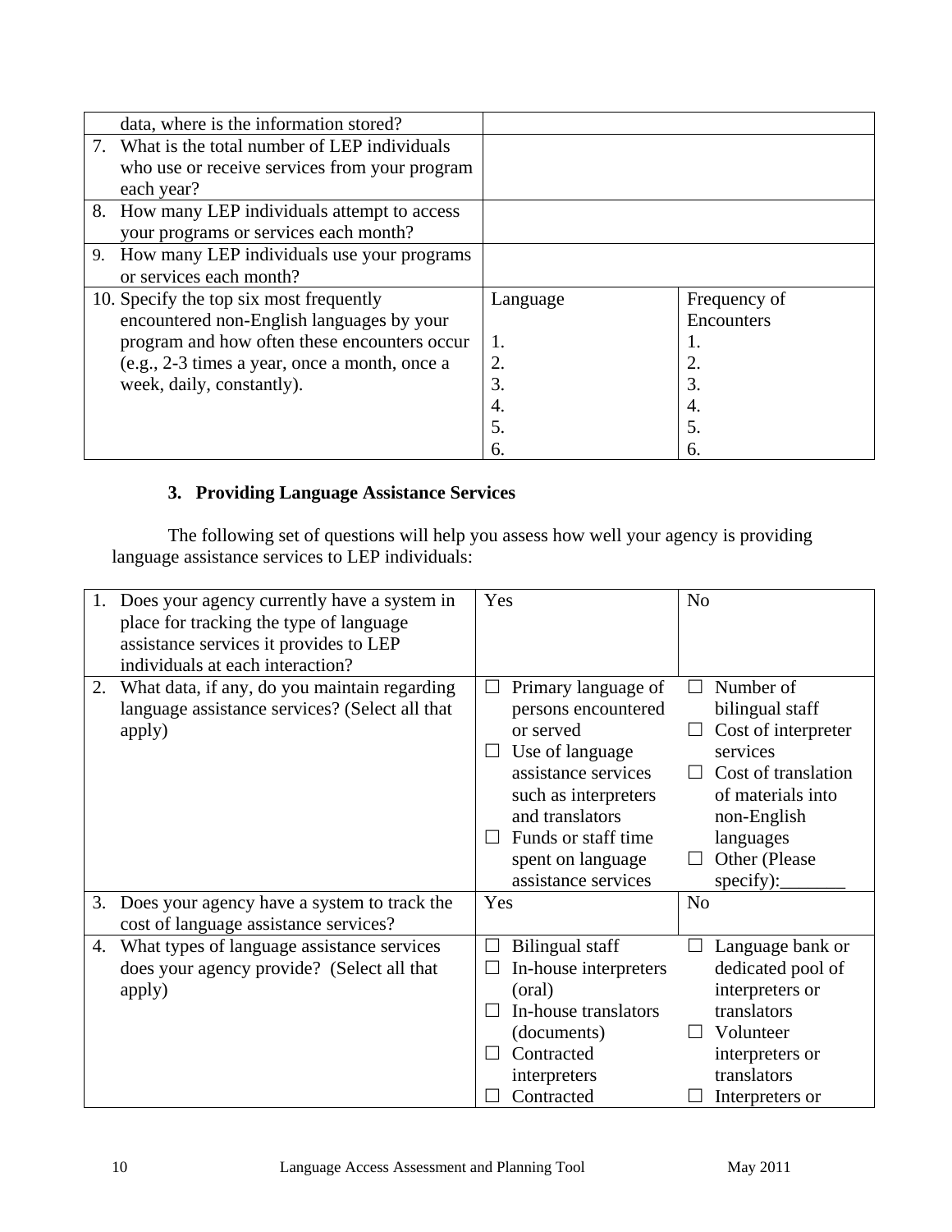| | | |
|---|---|---|
| data, where is the information stored? | | |
| 7. What is the total number of LEP individuals who use or receive services from your program each year? | | |
| 8. How many LEP individuals attempt to access your programs or services each month? | | |
| 9. How many LEP individuals use your programs or services each month? | | |
| 10. Specify the top six most frequently encountered non-English languages by your program and how often these encounters occur (e.g., 2-3 times a year, once a month, once a week, daily, constantly). | Language<br><br>1.<br>2.<br>3.<br>4.<br>5.<br>6. | Frequency of Encounters<br>1.<br>2.<br>3.<br>4.<br>5.<br>6. |

### 3. Providing Language Assistance Services

The following set of questions will help you assess how well your agency is providing language assistance services to LEP individuals:

| | | |
|---|---|---|
| 1. Does your agency currently have a system in place for tracking the type of language assistance services it provides to LEP individuals at each interaction? | Yes | No |
| 2. What data, if any, do you maintain regarding language assistance services? (Select all that apply) | ☐ Primary language of persons encountered or served<br>☐ Use of language assistance services such as interpreters and translators<br>☐ Funds or staff time spent on language assistance services | ☐ Number of bilingual staff<br>☐ Cost of interpreter services<br>☐ Cost of translation of materials into non-English languages<br>☐ Other (Please specify):_______ |
| 3. Does your agency have a system to track the cost of language assistance services? | Yes | No |
| 4. What types of language assistance services does your agency provide? (Select all that apply) | ☐ Bilingual staff<br>☐ In-house interpreters (oral)<br>☐ In-house translators (documents)<br>☐ Contracted interpreters<br>☐ Contracted | ☐ Language bank or dedicated pool of interpreters or translators<br>☐ Volunteer interpreters or translators<br>☐ Interpreters or |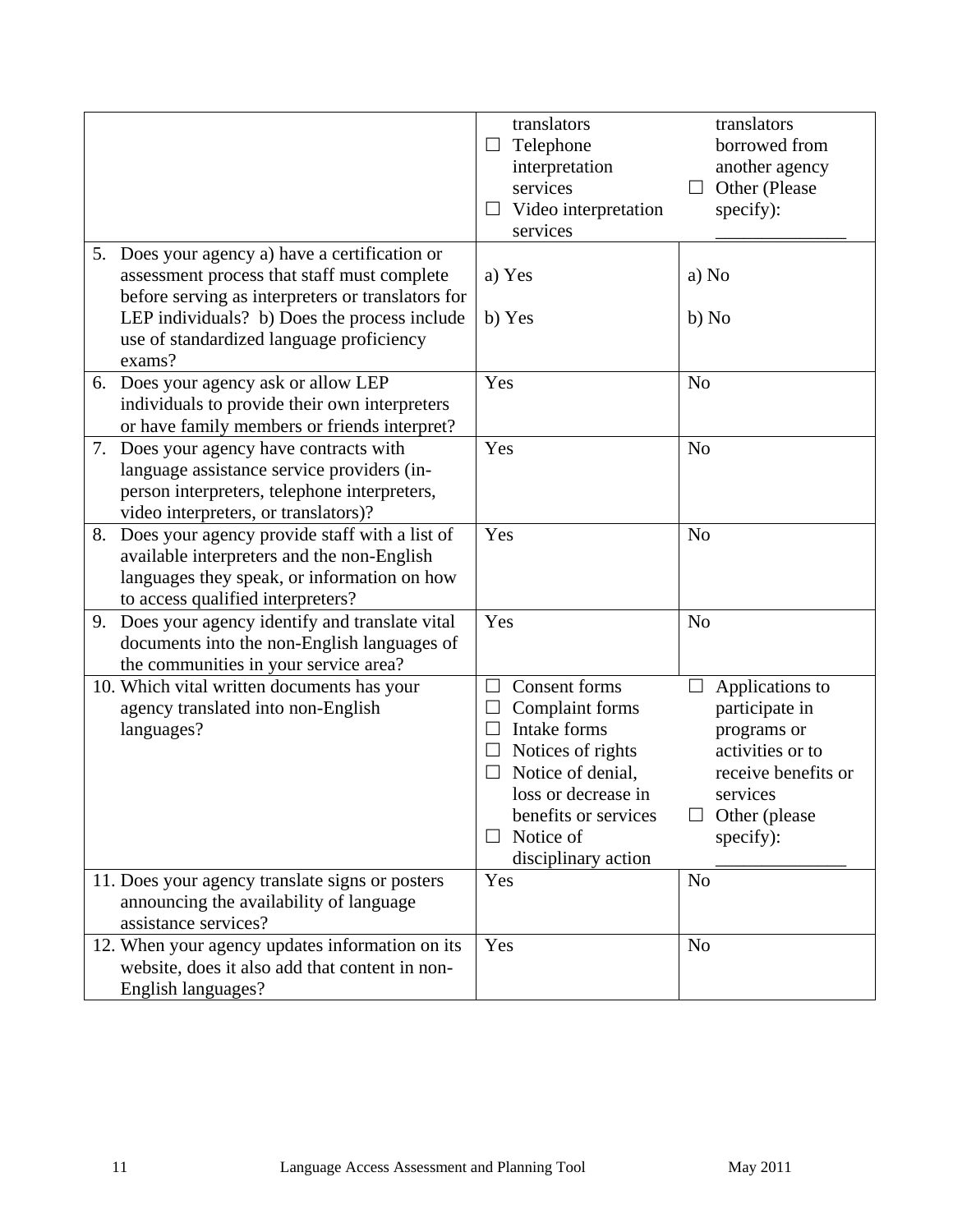| | | |
|---|---|---|
| | translators<br>☐ Telephone interpretation services<br>☐ Video interpretation services | translators borrowed from another agency<br>☐ Other (Please specify): ______________ |
| 5. Does your agency a) have a certification or assessment process that staff must complete before serving as interpreters or translators for LEP individuals? b) Does the process include use of standardized language proficiency exams? | a) Yes<br><br>b) Yes | a) No<br><br>b) No |
| 6. Does your agency ask or allow LEP individuals to provide their own interpreters or have family members or friends interpret? | Yes | No |
| 7. Does your agency have contracts with language assistance service providers (in-person interpreters, telephone interpreters, video interpreters, or translators)? | Yes | No |
| 8. Does your agency provide staff with a list of available interpreters and the non-English languages they speak, or information on how to access qualified interpreters? | Yes | No |
| 9. Does your agency identify and translate vital documents into the non-English languages of the communities in your service area? | Yes | No |
| 10. Which vital written documents has your agency translated into non-English languages? | ☐ Consent forms<br>☐ Complaint forms<br>☐ Intake forms<br>☐ Notices of rights<br>☐ Notice of denial, loss or decrease in benefits or services<br>☐ Notice of disciplinary action | ☐ Applications to participate in programs or activities or to receive benefits or services<br>☐ Other (please specify): ______________ |
| 11. Does your agency translate signs or posters announcing the availability of language assistance services? | Yes | No |
| 12. When your agency updates information on its website, does it also add that content in non-English languages? | Yes | No |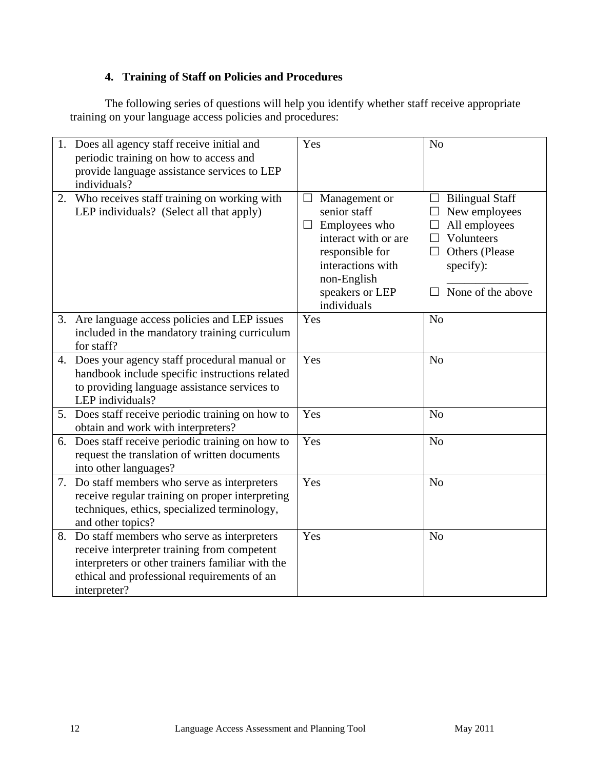### 4. Training of Staff on Policies and Procedures

The following series of questions will help you identify whether staff receive appropriate training on your language access policies and procedures:

| Question | | |
|---|---|---|
| 1. Does all agency staff receive initial and periodic training on how to access and provide language assistance services to LEP individuals? | Yes | No |
| 2. Who receives staff training on working with LEP individuals? (Select all that apply) | ☐ Management or senior staff<br>☐ Employees who interact with or are responsible for interactions with non-English speakers or LEP individuals | ☐ Bilingual Staff<br>☐ New employees<br>☐ All employees<br>☐ Volunteers<br>☐ Others (Please specify): ______________<br>☐ None of the above |
| 3. Are language access policies and LEP issues included in the mandatory training curriculum for staff? | Yes | No |
| 4. Does your agency staff procedural manual or handbook include specific instructions related to providing language assistance services to LEP individuals? | Yes | No |
| 5. Does staff receive periodic training on how to obtain and work with interpreters? | Yes | No |
| 6. Does staff receive periodic training on how to request the translation of written documents into other languages? | Yes | No |
| 7. Do staff members who serve as interpreters receive regular training on proper interpreting techniques, ethics, specialized terminology, and other topics? | Yes | No |
| 8. Do staff members who serve as interpreters receive interpreter training from competent interpreters or other trainers familiar with the ethical and professional requirements of an interpreter? | Yes | No |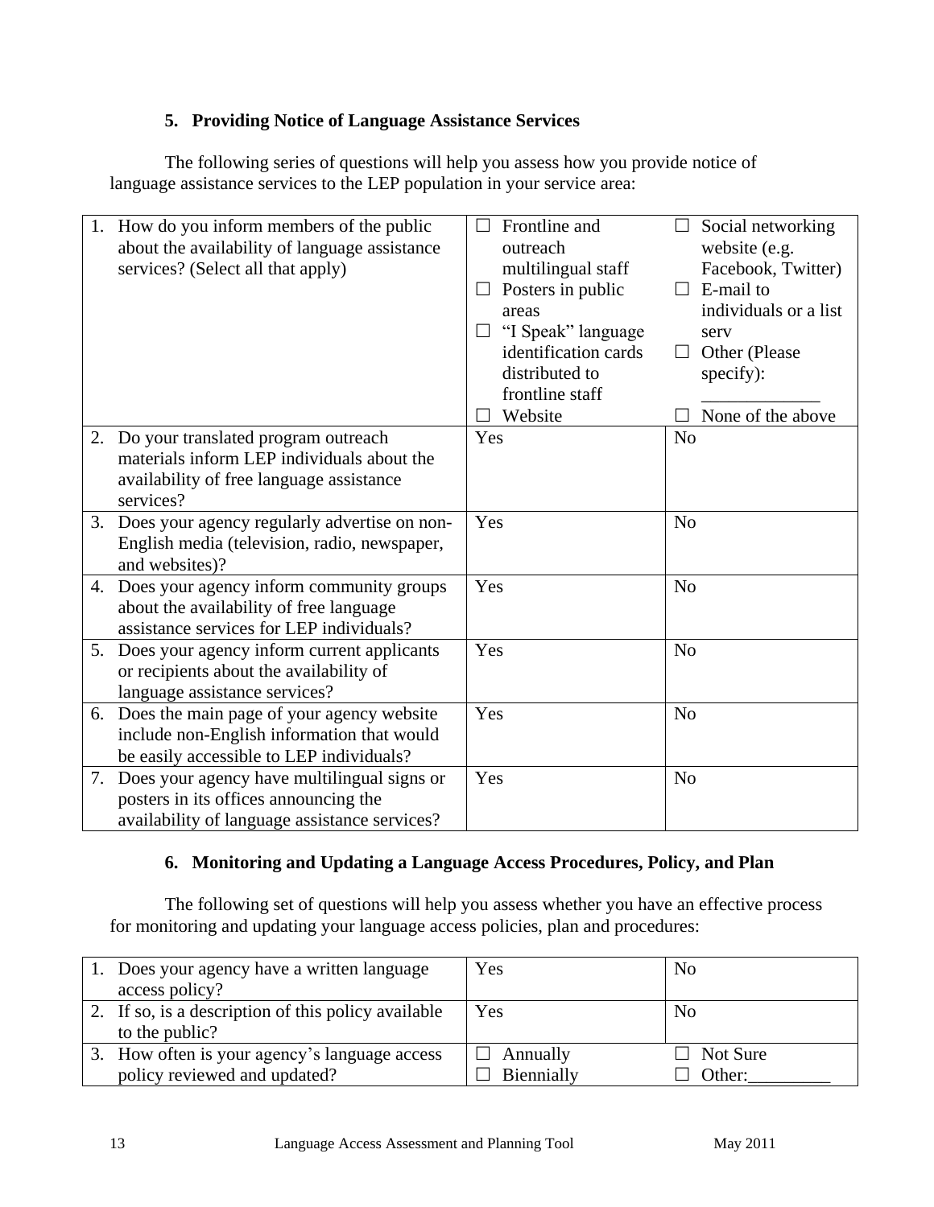### 5. Providing Notice of Language Assistance Services

The following series of questions will help you assess how you provide notice of language assistance services to the LEP population in your service area:

| | | |
|---|---|---|
| 1. How do you inform members of the public about the availability of language assistance services? (Select all that apply) | ☐ Frontline and outreach multilingual staff<br>☐ Posters in public areas<br>☐ "I Speak" language identification cards distributed to frontline staff<br>☐ Website | ☐ Social networking website (e.g. Facebook, Twitter)<br>☐ E-mail to individuals or a list serv<br>☐ Other (Please specify): ____________<br>☐ None of the above |
| 2. Do your translated program outreach materials inform LEP individuals about the availability of free language assistance services? | Yes | No |
| 3. Does your agency regularly advertise on non-English media (television, radio, newspaper, and websites)? | Yes | No |
| 4. Does your agency inform community groups about the availability of free language assistance services for LEP individuals? | Yes | No |
| 5. Does your agency inform current applicants or recipients about the availability of language assistance services? | Yes | No |
| 6. Does the main page of your agency website include non-English information that would be easily accessible to LEP individuals? | Yes | No |
| 7. Does your agency have multilingual signs or posters in its offices announcing the availability of language assistance services? | Yes | No |

### 6. Monitoring and Updating a Language Access Procedures, Policy, and Plan

The following set of questions will help you assess whether you have an effective process for monitoring and updating your language access policies, plan and procedures:

| | | |
|---|---|---|
| 1. Does your agency have a written language access policy? | Yes | No |
| 2. If so, is a description of this policy available to the public? | Yes | No |
| 3. How often is your agency's language access policy reviewed and updated? | ☐ Annually<br>☐ Biennially | ☐ Not Sure<br>☐ Other:_________ |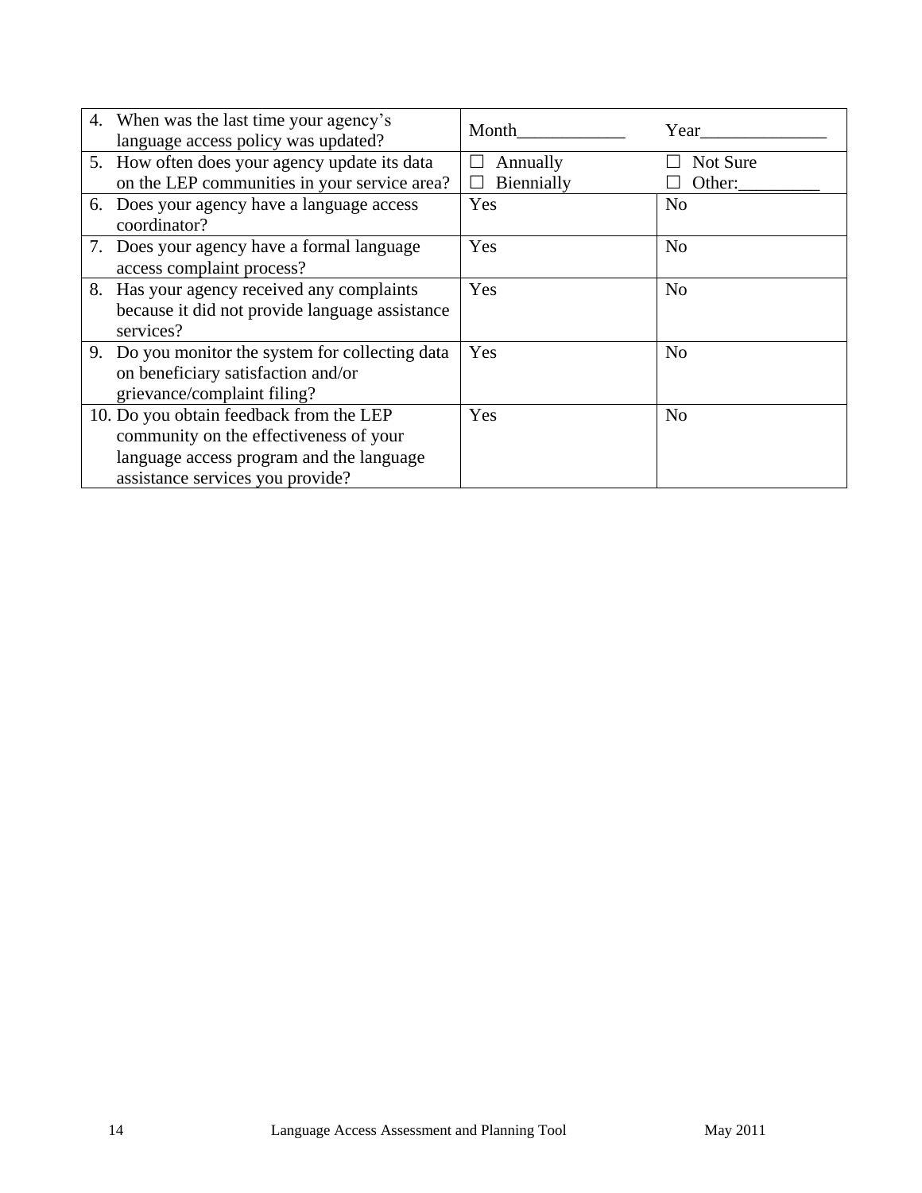| Question | | |
|---|---|---|
| 4. When was the last time your agency's language access policy was updated? | Month____________ | Year______________ |
| 5. How often does your agency update its data on the LEP communities in your service area? | ☐ Annually<br>☐ Biennially | ☐ Not Sure<br>☐ Other:_________ |
| 6. Does your agency have a language access coordinator? | Yes | No |
| 7. Does your agency have a formal language access complaint process? | Yes | No |
| 8. Has your agency received any complaints because it did not provide language assistance services? | Yes | No |
| 9. Do you monitor the system for collecting data on beneficiary satisfaction and/or grievance/complaint filing? | Yes | No |
| 10. Do you obtain feedback from the LEP community on the effectiveness of your language access program and the language assistance services you provide? | Yes | No |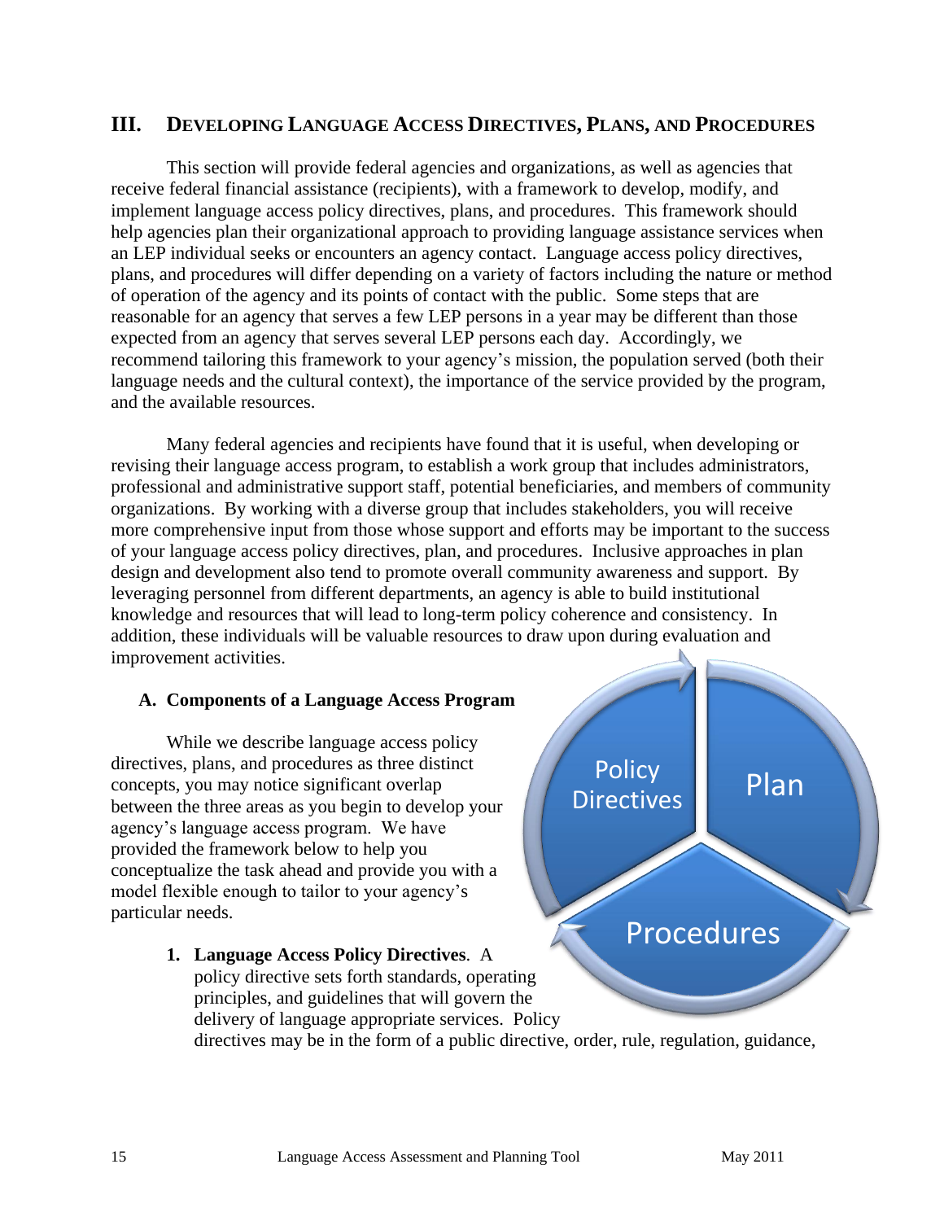## III. Developing Language Access Directives, Plans, and Procedures

This section will provide federal agencies and organizations, as well as agencies that receive federal financial assistance (recipients), with a framework to develop, modify, and implement language access policy directives, plans, and procedures. This framework should help agencies plan their organizational approach to providing language assistance services when an LEP individual seeks or encounters an agency contact. Language access policy directives, plans, and procedures will differ depending on a variety of factors including the nature or method of operation of the agency and its points of contact with the public. Some steps that are reasonable for an agency that serves a few LEP persons in a year may be different than those expected from an agency that serves several LEP persons each day. Accordingly, we recommend tailoring this framework to your agency's mission, the population served (both their language needs and the cultural context), the importance of the service provided by the program, and the available resources.

Many federal agencies and recipients have found that it is useful, when developing or revising their language access program, to establish a work group that includes administrators, professional and administrative support staff, potential beneficiaries, and members of community organizations. By working with a diverse group that includes stakeholders, you will receive more comprehensive input from those whose support and efforts may be important to the success of your language access policy directives, plan, and procedures. Inclusive approaches in plan design and development also tend to promote overall community awareness and support. By leveraging personnel from different departments, an agency is able to build institutional knowledge and resources that will lead to long-term policy coherence and consistency. In addition, these individuals will be valuable resources to draw upon during evaluation and improvement activities.

### A. Components of a Language Access Program

While we describe language access policy directives, plans, and procedures as three distinct concepts, you may notice significant overlap between the three areas as you begin to develop your agency's language access program. We have provided the framework below to help you conceptualize the task ahead and provide you with a model flexible enough to tailor to your agency's particular needs.

Policy Directives → Plan → Procedures

1. **Language Access Policy Directives**. A policy directive sets forth standards, operating principles, and guidelines that will govern the delivery of language appropriate services. Policy directives may be in the form of a public directive, order, rule, regulation, guidance,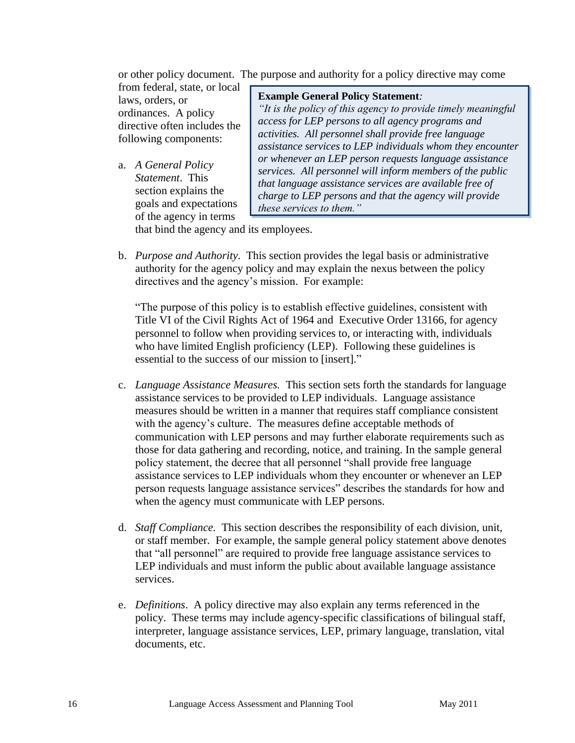or other policy document. The purpose and authority for a policy directive may come from federal, state, or local laws, orders, or ordinances. A policy directive often includes the following components:

> **Example General Policy Statement***:*
> *"It is the policy of this agency to provide timely meaningful access for LEP persons to all agency programs and activities. All personnel shall provide free language assistance services to LEP individuals whom they encounter or whenever an LEP person requests language assistance services. All personnel will inform members of the public that language assistance services are available free of charge to LEP persons and that the agency will provide these services to them."*

a. *A General Policy Statement*. This section explains the goals and expectations of the agency in terms that bind the agency and its employees.

b. *Purpose and Authority*. This section provides the legal basis or administrative authority for the agency policy and may explain the nexus between the policy directives and the agency's mission. For example:

   "The purpose of this policy is to establish effective guidelines, consistent with Title VI of the Civil Rights Act of 1964 and Executive Order 13166, for agency personnel to follow when providing services to, or interacting with, individuals who have limited English proficiency (LEP). Following these guidelines is essential to the success of our mission to [insert]."

c. *Language Assistance Measures.* This section sets forth the standards for language assistance services to be provided to LEP individuals. Language assistance measures should be written in a manner that requires staff compliance consistent with the agency's culture. The measures define acceptable methods of communication with LEP persons and may further elaborate requirements such as those for data gathering and recording, notice, and training. In the sample general policy statement, the decree that all personnel "shall provide free language assistance services to LEP individuals whom they encounter or whenever an LEP person requests language assistance services" describes the standards for how and when the agency must communicate with LEP persons.

d. *Staff Compliance*. This section describes the responsibility of each division, unit, or staff member. For example, the sample general policy statement above denotes that "all personnel" are required to provide free language assistance services to LEP individuals and must inform the public about available language assistance services.

e. *Definitions*. A policy directive may also explain any terms referenced in the policy. These terms may include agency-specific classifications of bilingual staff, interpreter, language assistance services, LEP, primary language, translation, vital documents, etc.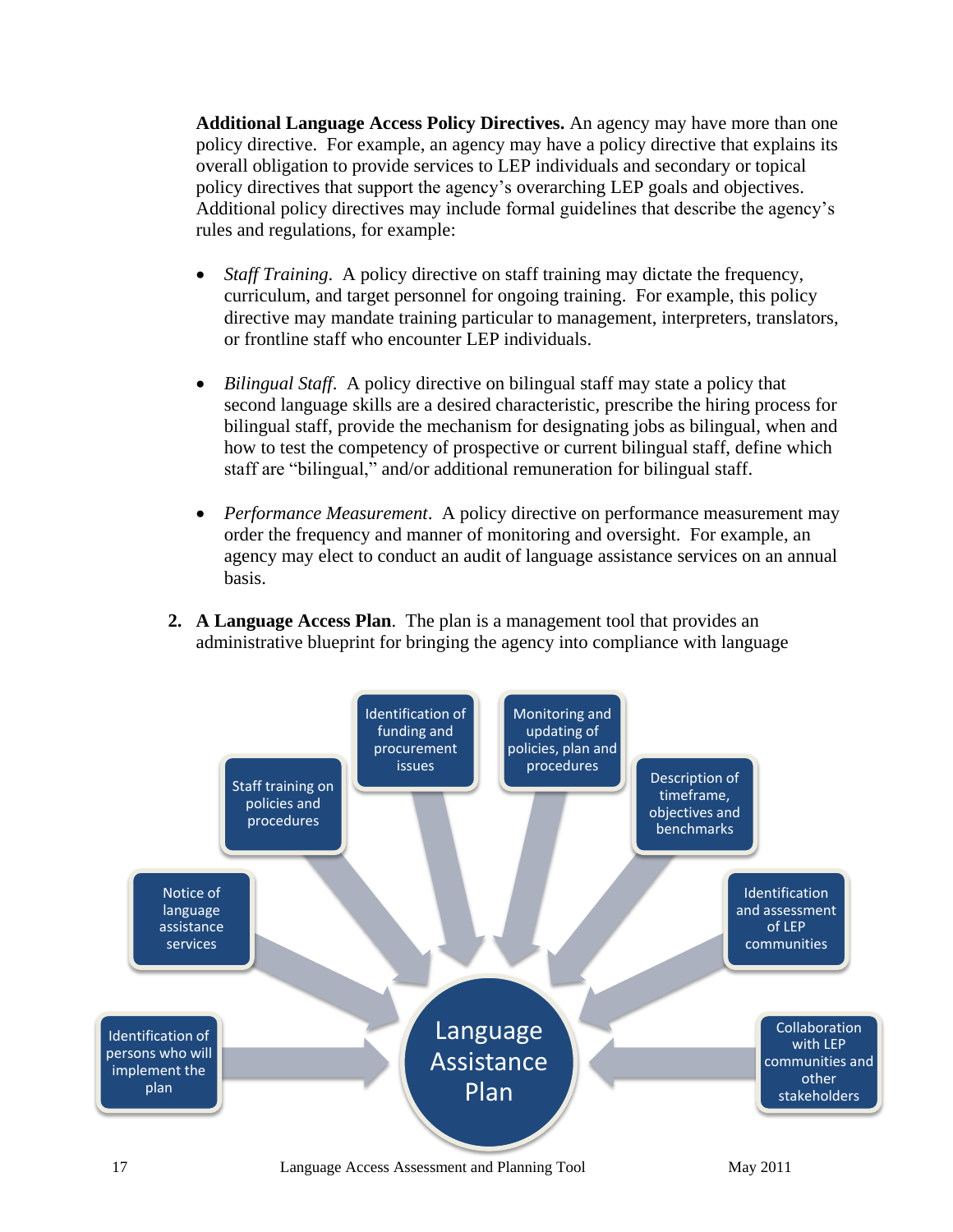**Additional Language Access Policy Directives.** An agency may have more than one policy directive. For example, an agency may have a policy directive that explains its overall obligation to provide services to LEP individuals and secondary or topical policy directives that support the agency's overarching LEP goals and objectives. Additional policy directives may include formal guidelines that describe the agency's rules and regulations, for example:

- *Staff Training*. A policy directive on staff training may dictate the frequency, curriculum, and target personnel for ongoing training. For example, this policy directive may mandate training particular to management, interpreters, translators, or frontline staff who encounter LEP individuals.

- *Bilingual Staff*. A policy directive on bilingual staff may state a policy that second language skills are a desired characteristic, prescribe the hiring process for bilingual staff, provide the mechanism for designating jobs as bilingual, when and how to test the competency of prospective or current bilingual staff, define which staff are "bilingual," and/or additional remuneration for bilingual staff.

- *Performance Measurement*. A policy directive on performance measurement may order the frequency and manner of monitoring and oversight. For example, an agency may elect to conduct an audit of language assistance services on an annual basis.

2. **A Language Access Plan**. The plan is a management tool that provides an administrative blueprint for bringing the agency into compliance with language

Language Assistance Plan

- Identification of persons who will implement the plan
- Notice of language assistance services
- Staff training on policies and procedures
- Identification of funding and procurement issues
- Monitoring and updating of policies, plan and procedures
- Description of timeframe, objectives and benchmarks
- Identification and assessment of LEP communities
- Collaboration with LEP communities and other stakeholders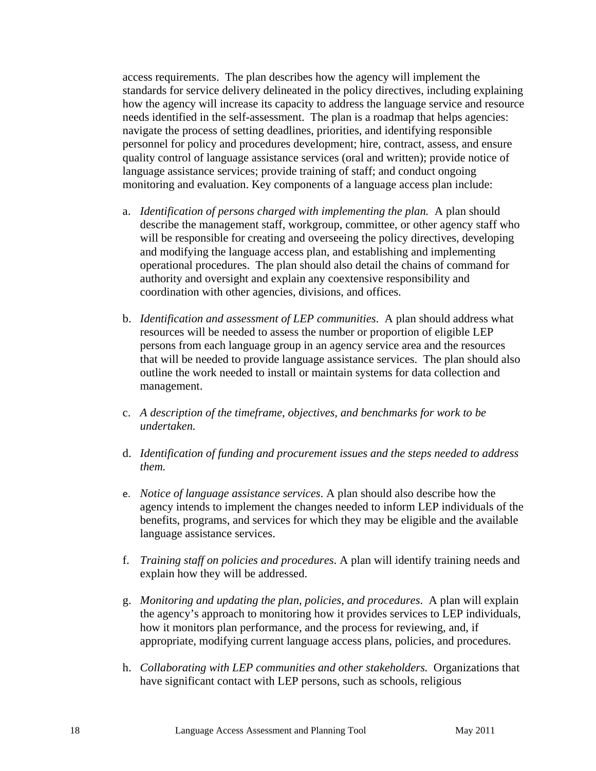access requirements. The plan describes how the agency will implement the standards for service delivery delineated in the policy directives, including explaining how the agency will increase its capacity to address the language service and resource needs identified in the self-assessment. The plan is a roadmap that helps agencies: navigate the process of setting deadlines, priorities, and identifying responsible personnel for policy and procedures development; hire, contract, assess, and ensure quality control of language assistance services (oral and written); provide notice of language assistance services; provide training of staff; and conduct ongoing monitoring and evaluation. Key components of a language access plan include:

a. *Identification of persons charged with implementing the plan.* A plan should describe the management staff, workgroup, committee, or other agency staff who will be responsible for creating and overseeing the policy directives, developing and modifying the language access plan, and establishing and implementing operational procedures. The plan should also detail the chains of command for authority and oversight and explain any coextensive responsibility and coordination with other agencies, divisions, and offices.

b. *Identification and assessment of LEP communities*. A plan should address what resources will be needed to assess the number or proportion of eligible LEP persons from each language group in an agency service area and the resources that will be needed to provide language assistance services. The plan should also outline the work needed to install or maintain systems for data collection and management.

c. *A description of the timeframe, objectives, and benchmarks for work to be undertaken.*

d. *Identification of funding and procurement issues and the steps needed to address them.*

e. *Notice of language assistance services*. A plan should also describe how the agency intends to implement the changes needed to inform LEP individuals of the benefits, programs, and services for which they may be eligible and the available language assistance services.

f. *Training staff on policies and procedures*. A plan will identify training needs and explain how they will be addressed.

g. *Monitoring and updating the plan, policies, and procedures*. A plan will explain the agency's approach to monitoring how it provides services to LEP individuals, how it monitors plan performance, and the process for reviewing, and, if appropriate, modifying current language access plans, policies, and procedures.

h. *Collaborating with LEP communities and other stakeholders.* Organizations that have significant contact with LEP persons, such as schools, religious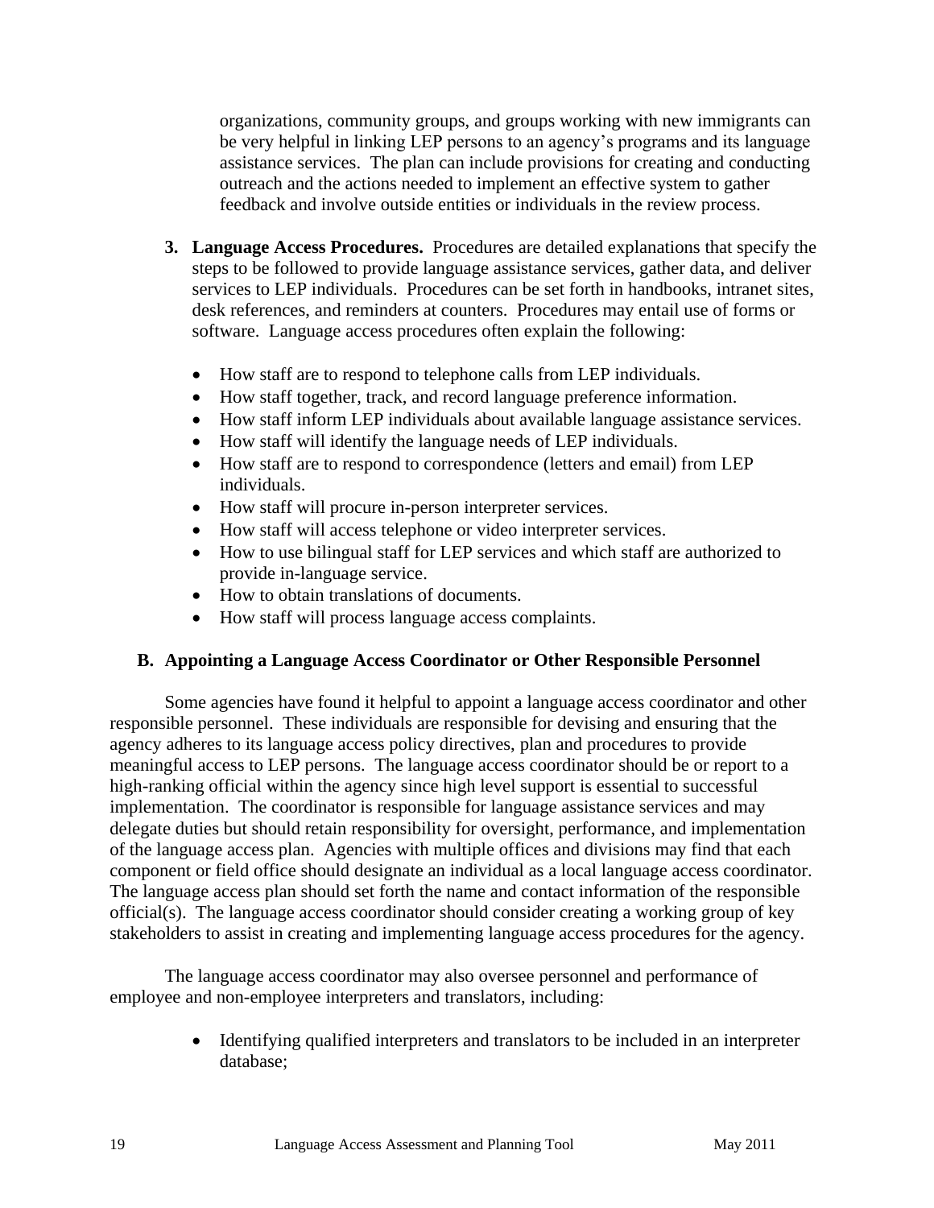organizations, community groups, and groups working with new immigrants can be very helpful in linking LEP persons to an agency's programs and its language assistance services. The plan can include provisions for creating and conducting outreach and the actions needed to implement an effective system to gather feedback and involve outside entities or individuals in the review process.

3. **Language Access Procedures.** Procedures are detailed explanations that specify the steps to be followed to provide language assistance services, gather data, and deliver services to LEP individuals. Procedures can be set forth in handbooks, intranet sites, desk references, and reminders at counters. Procedures may entail use of forms or software. Language access procedures often explain the following:

   - How staff are to respond to telephone calls from LEP individuals.
   - How staff together, track, and record language preference information.
   - How staff inform LEP individuals about available language assistance services.
   - How staff will identify the language needs of LEP individuals.
   - How staff are to respond to correspondence (letters and email) from LEP individuals.
   - How staff will procure in-person interpreter services.
   - How staff will access telephone or video interpreter services.
   - How to use bilingual staff for LEP services and which staff are authorized to provide in-language service.
   - How to obtain translations of documents.
   - How staff will process language access complaints.

## B. Appointing a Language Access Coordinator or Other Responsible Personnel

Some agencies have found it helpful to appoint a language access coordinator and other responsible personnel. These individuals are responsible for devising and ensuring that the agency adheres to its language access policy directives, plan and procedures to provide meaningful access to LEP persons. The language access coordinator should be or report to a high-ranking official within the agency since high level support is essential to successful implementation. The coordinator is responsible for language assistance services and may delegate duties but should retain responsibility for oversight, performance, and implementation of the language access plan. Agencies with multiple offices and divisions may find that each component or field office should designate an individual as a local language access coordinator. The language access plan should set forth the name and contact information of the responsible official(s). The language access coordinator should consider creating a working group of key stakeholders to assist in creating and implementing language access procedures for the agency.

The language access coordinator may also oversee personnel and performance of employee and non-employee interpreters and translators, including:

- Identifying qualified interpreters and translators to be included in an interpreter database;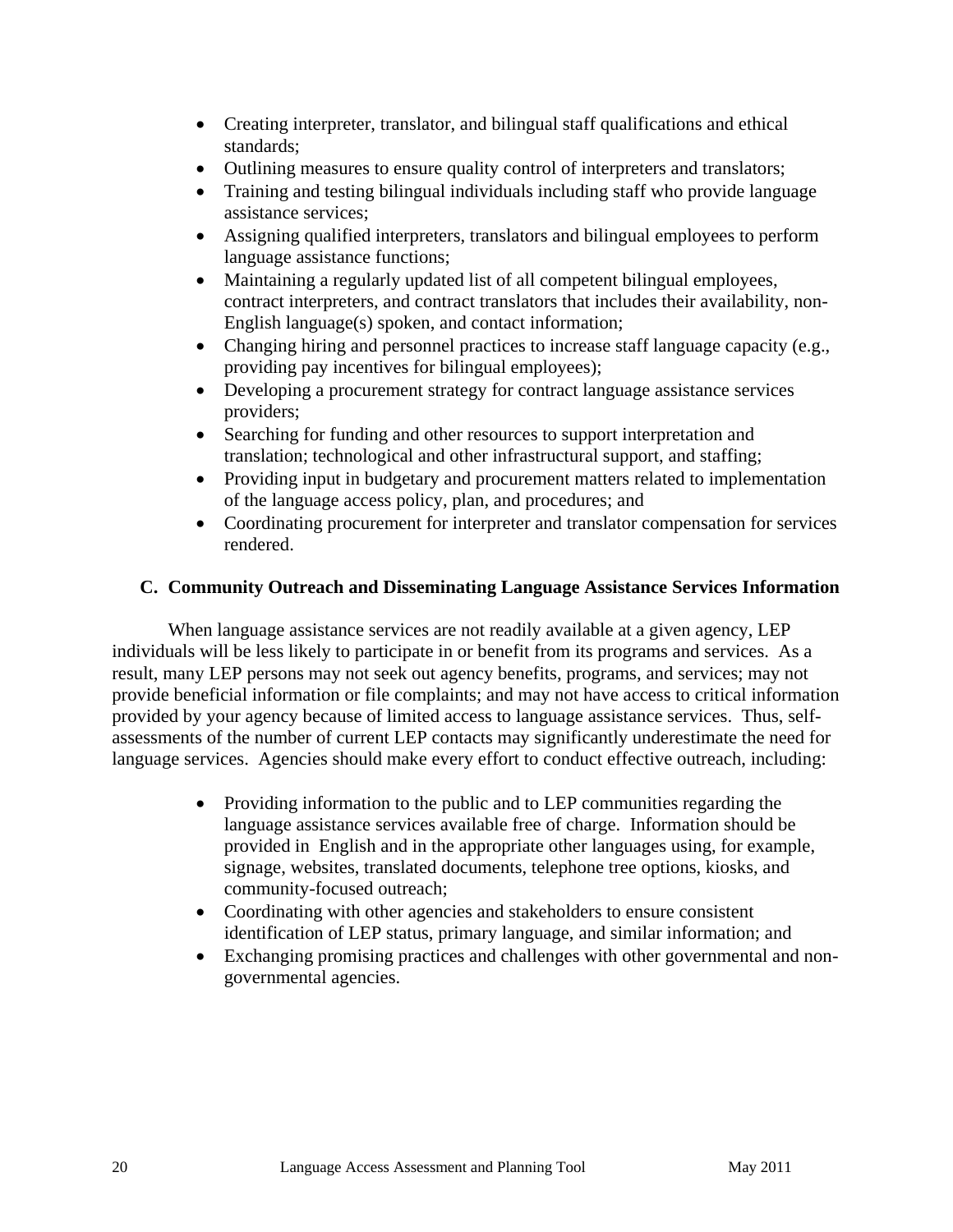- Creating interpreter, translator, and bilingual staff qualifications and ethical standards;
- Outlining measures to ensure quality control of interpreters and translators;
- Training and testing bilingual individuals including staff who provide language assistance services;
- Assigning qualified interpreters, translators and bilingual employees to perform language assistance functions;
- Maintaining a regularly updated list of all competent bilingual employees, contract interpreters, and contract translators that includes their availability, non-English language(s) spoken, and contact information;
- Changing hiring and personnel practices to increase staff language capacity (e.g., providing pay incentives for bilingual employees);
- Developing a procurement strategy for contract language assistance services providers;
- Searching for funding and other resources to support interpretation and translation; technological and other infrastructural support, and staffing;
- Providing input in budgetary and procurement matters related to implementation of the language access policy, plan, and procedures; and
- Coordinating procurement for interpreter and translator compensation for services rendered.

### C. Community Outreach and Disseminating Language Assistance Services Information

When language assistance services are not readily available at a given agency, LEP individuals will be less likely to participate in or benefit from its programs and services. As a result, many LEP persons may not seek out agency benefits, programs, and services; may not provide beneficial information or file complaints; and may not have access to critical information provided by your agency because of limited access to language assistance services. Thus, self-assessments of the number of current LEP contacts may significantly underestimate the need for language services. Agencies should make every effort to conduct effective outreach, including:

- Providing information to the public and to LEP communities regarding the language assistance services available free of charge. Information should be provided in English and in the appropriate other languages using, for example, signage, websites, translated documents, telephone tree options, kiosks, and community-focused outreach;
- Coordinating with other agencies and stakeholders to ensure consistent identification of LEP status, primary language, and similar information; and
- Exchanging promising practices and challenges with other governmental and non-governmental agencies.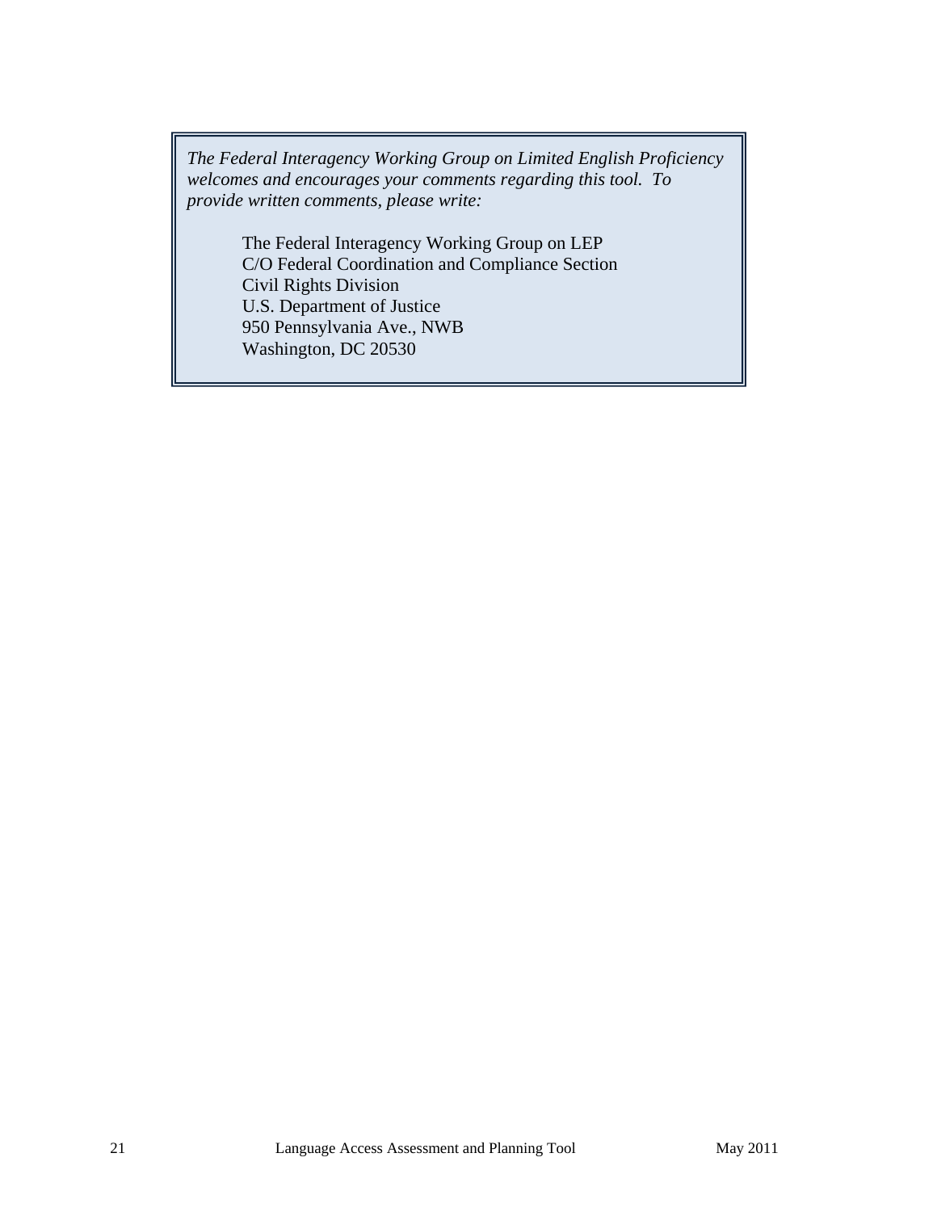*The Federal Interagency Working Group on Limited English Proficiency welcomes and encourages your comments regarding this tool. To provide written comments, please write:*

The Federal Interagency Working Group on LEP
C/O Federal Coordination and Compliance Section
Civil Rights Division
U.S. Department of Justice
950 Pennsylvania Ave., NWB
Washington, DC 20530